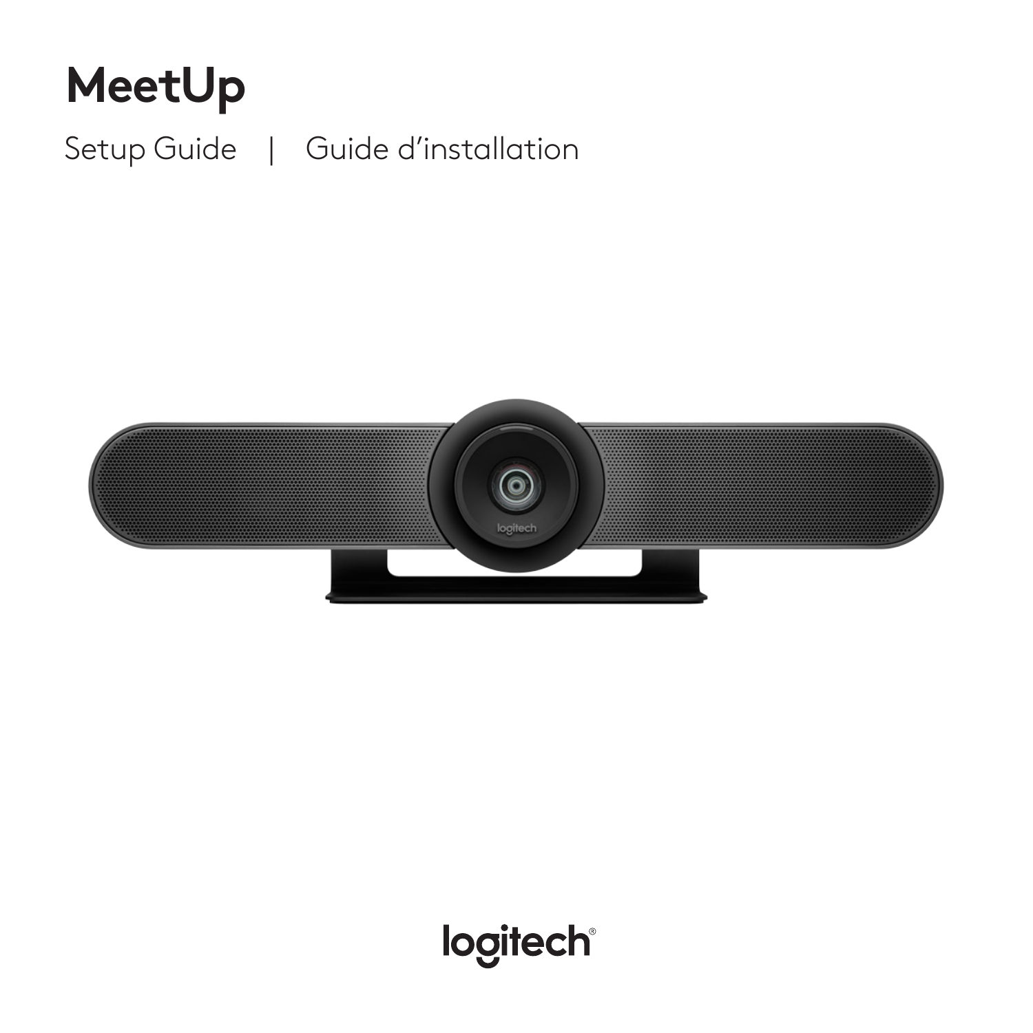# MeetUp

Setup Guide | Guide d'installation

logitech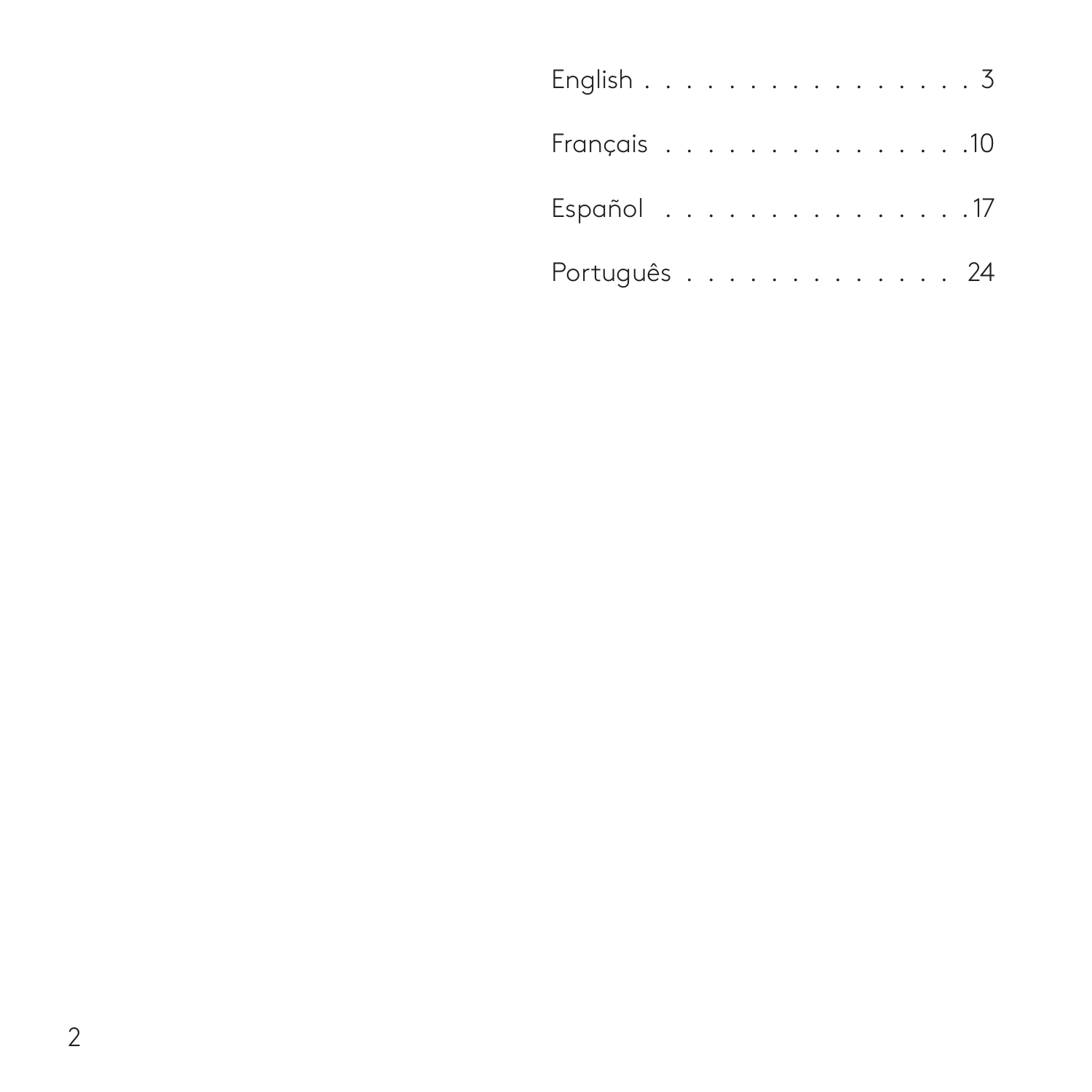English . . . . . . . . . . . . . . . . 3

Français . . . . . . . . . . . . . . . .10

Español . . . . . . . . . . . . . . . .17

Português . . . . . . . . . . . . . . 24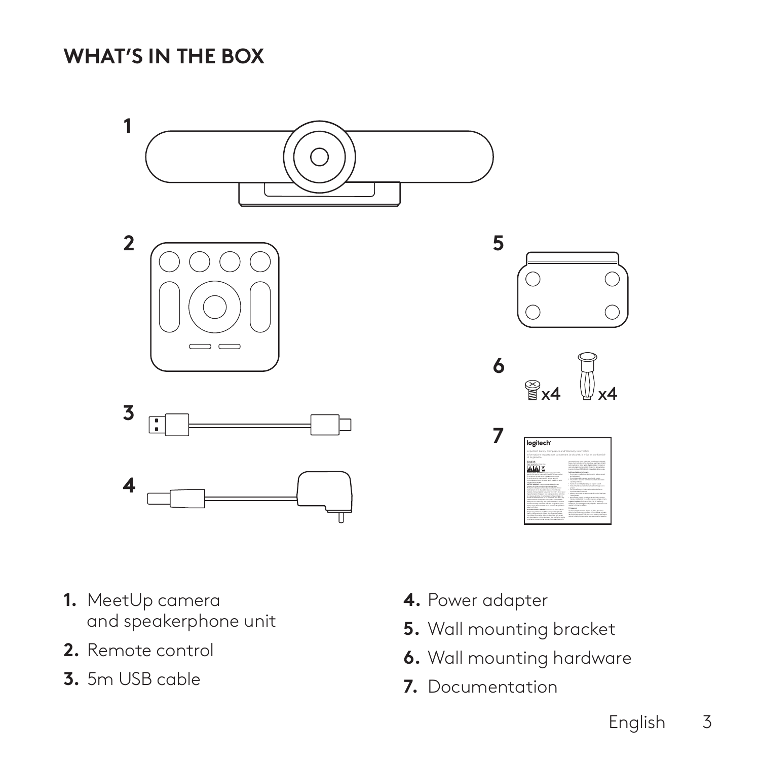# WHAT'S IN THE BOX

1. MeetUp camera and speakerphone unit
2. Remote control
3. 5m USB cable
4. Power adapter
5. Wall mounting bracket
6. Wall mounting hardware
7. Documentation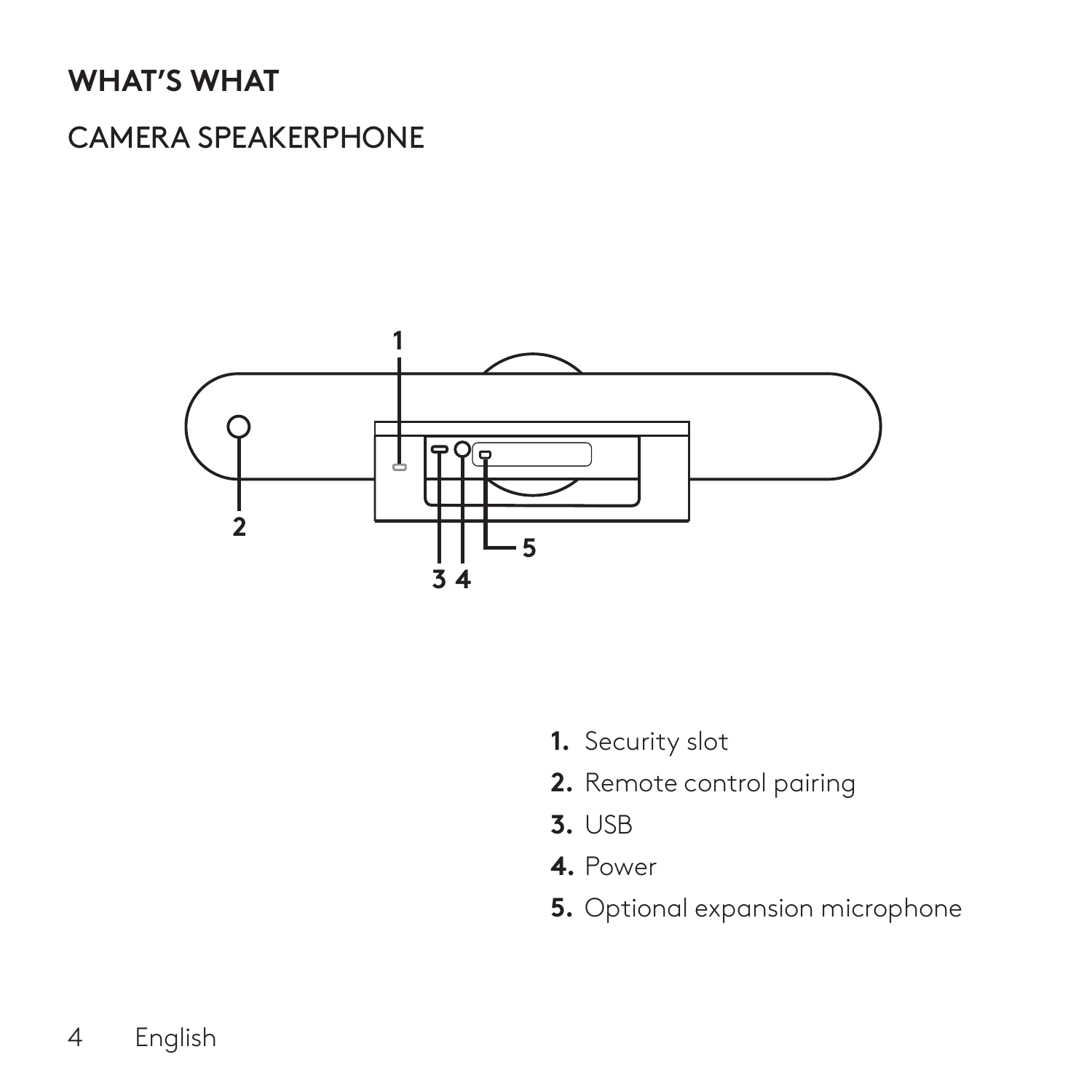## WHAT'S WHAT

### CAMERA SPEAKERPHONE

1. Security slot
2. Remote control pairing
3. USB
4. Power
5. Optional expansion microphone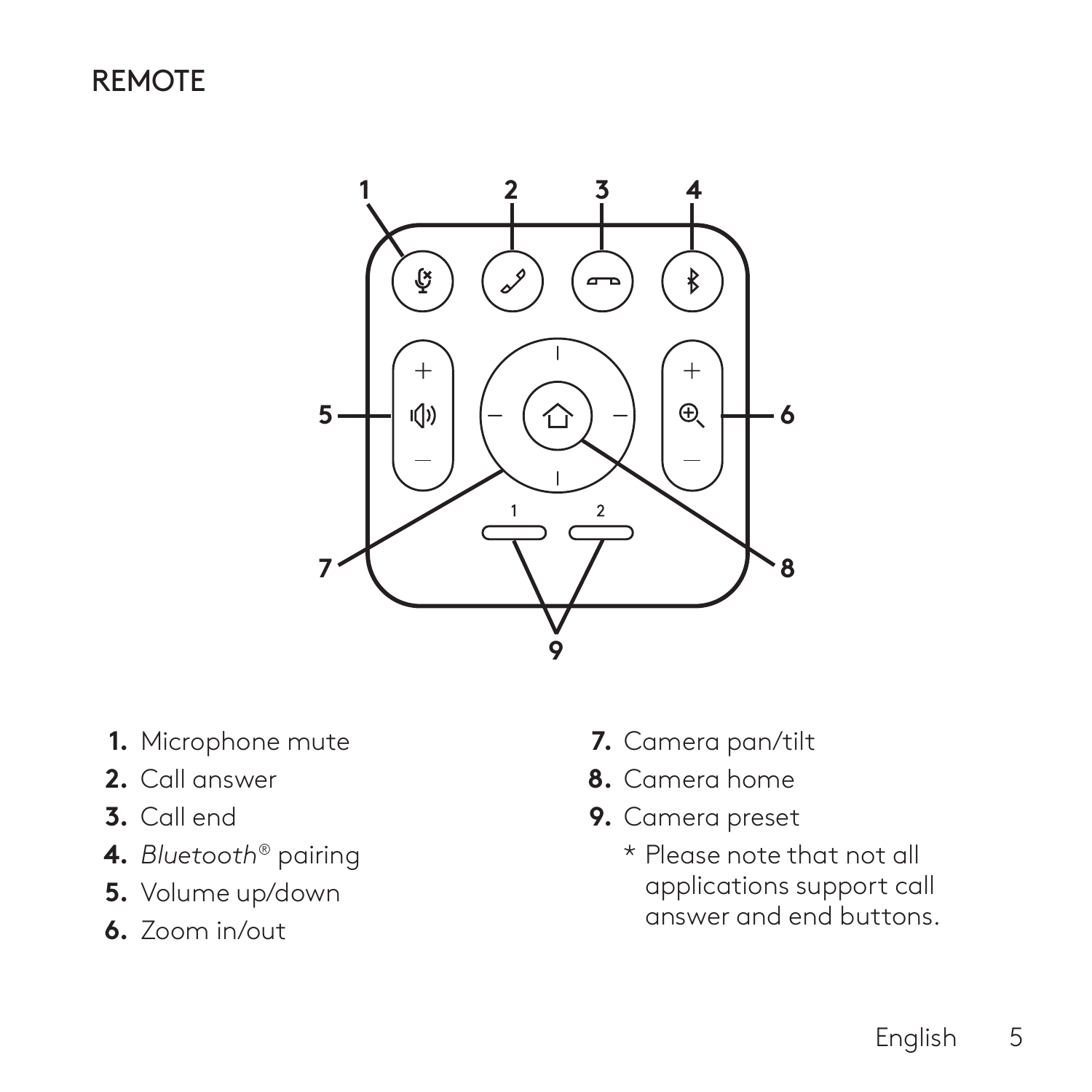## REMOTE

1. Microphone mute
2. Call answer
3. Call end
4. *Bluetooth*® pairing
5. Volume up/down
6. Zoom in/out
7. Camera pan/tilt
8. Camera home
9. Camera preset

   * Please note that not all applications support call answer and end buttons.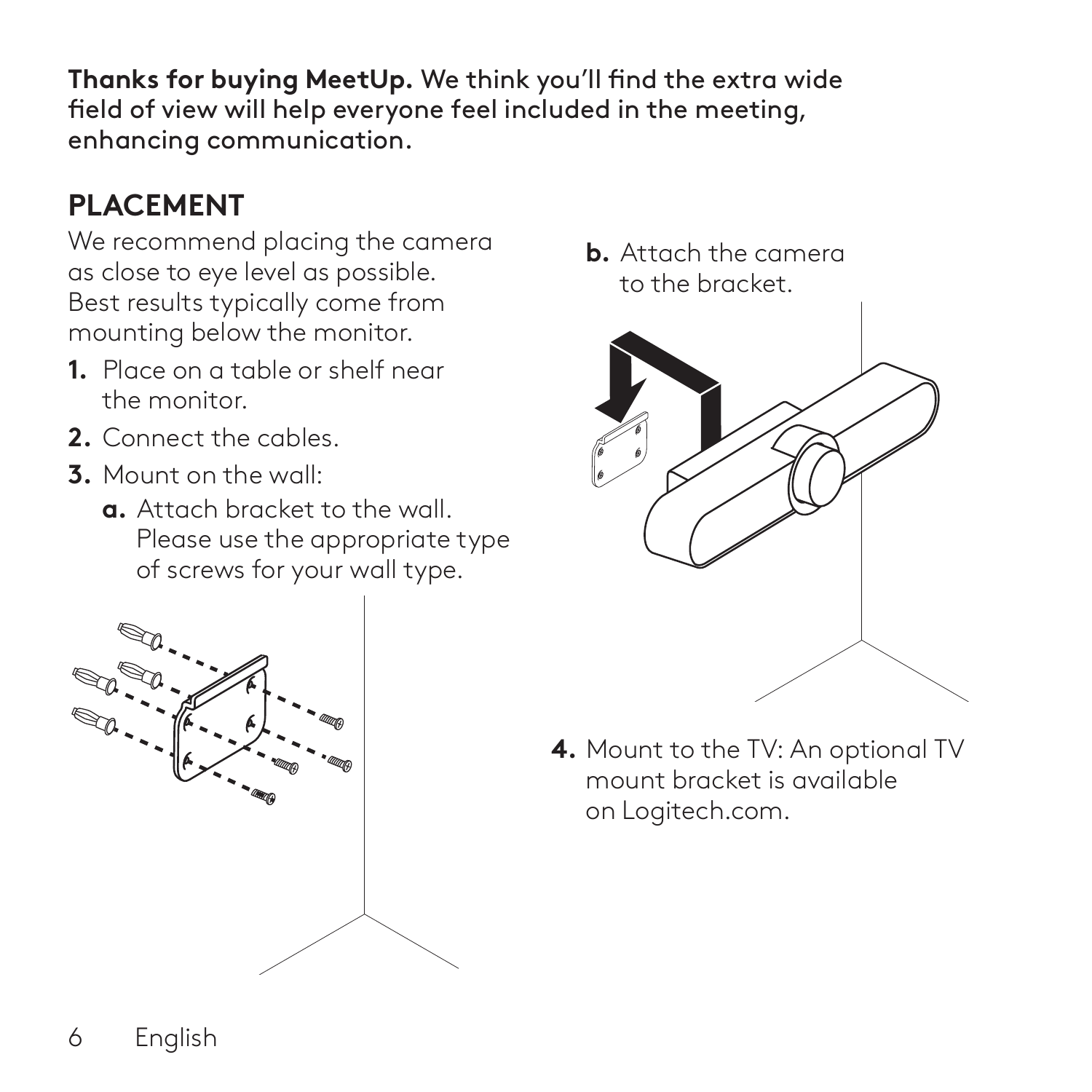**Thanks for buying MeetUp.** We think you'll find the extra wide field of view will help everyone feel included in the meeting, enhancing communication.

## PLACEMENT

We recommend placing the camera as close to eye level as possible. Best results typically come from mounting below the monitor.

1. Place on a table or shelf near the monitor.
2. Connect the cables.
3. Mount on the wall:
   - **a.** Attach bracket to the wall. Please use the appropriate type of screws for your wall type.
   - **b.** Attach the camera to the bracket.
4. Mount to the TV: An optional TV mount bracket is available on Logitech.com.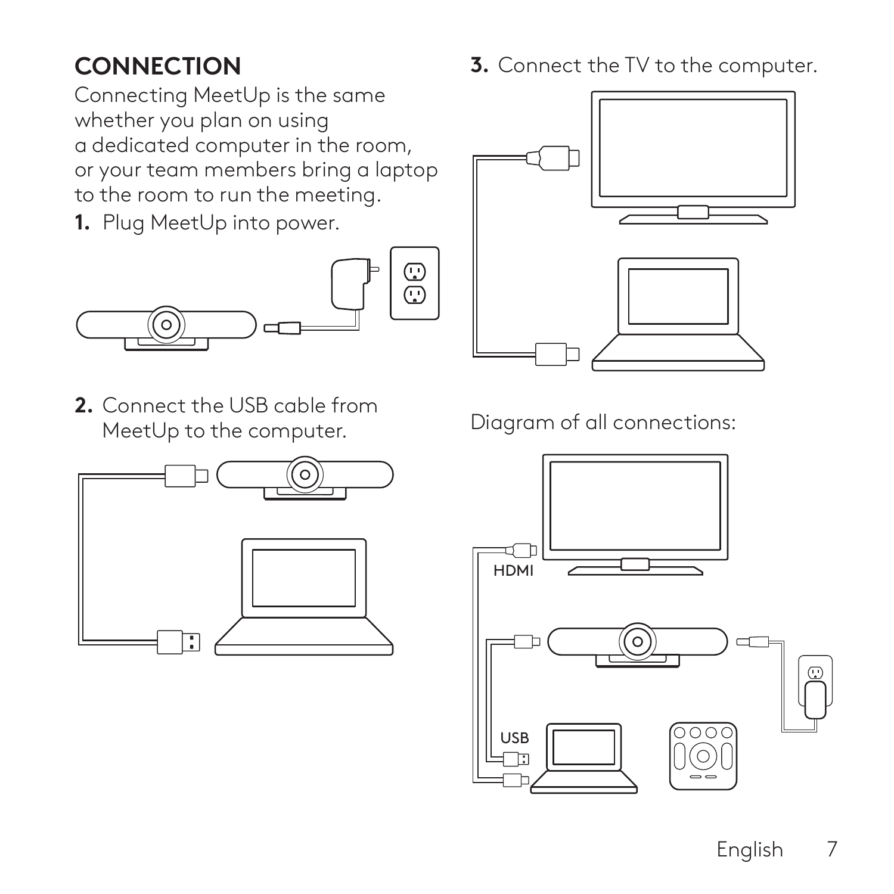## CONNECTION

Connecting MeetUp is the same whether you plan on using a dedicated computer in the room, or your team members bring a laptop to the room to run the meeting.

1. Plug MeetUp into power.

2. Connect the USB cable from MeetUp to the computer.

3. Connect the TV to the computer.

Diagram of all connections:

HDMI

USB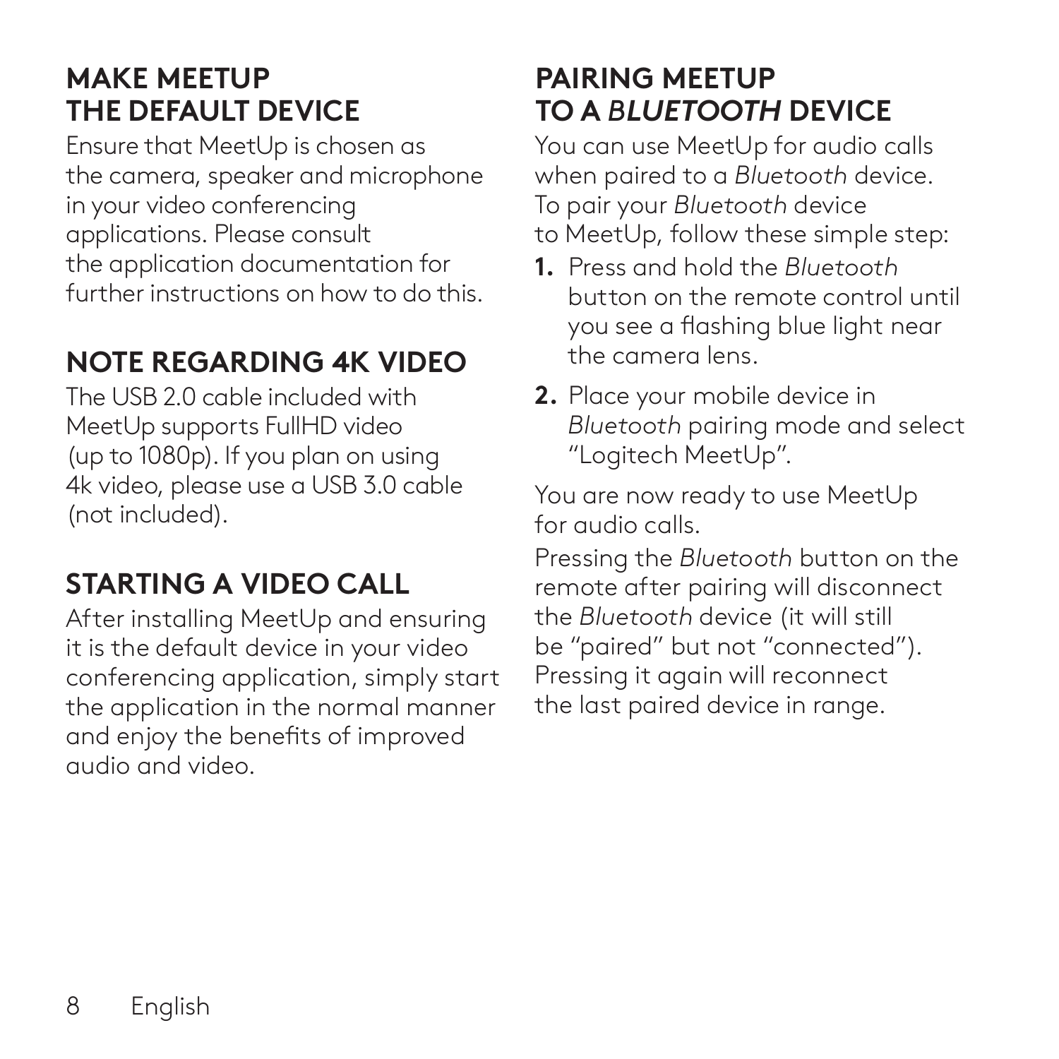## MAKE MEETUP THE DEFAULT DEVICE

Ensure that MeetUp is chosen as the camera, speaker and microphone in your video conferencing applications. Please consult the application documentation for further instructions on how to do this.

## NOTE REGARDING 4K VIDEO

The USB 2.0 cable included with MeetUp supports FullHD video (up to 1080p). If you plan on using 4k video, please use a USB 3.0 cable (not included).

## STARTING A VIDEO CALL

After installing MeetUp and ensuring it is the default device in your video conferencing application, simply start the application in the normal manner and enjoy the benefits of improved audio and video.

## PAIRING MEETUP TO A *BLUETOOTH* DEVICE

You can use MeetUp for audio calls when paired to a *Bluetooth* device. To pair your *Bluetooth* device to MeetUp, follow these simple step:

1. Press and hold the *Bluetooth* button on the remote control until you see a flashing blue light near the camera lens.
2. Place your mobile device in *Bluetooth* pairing mode and select "Logitech MeetUp".

You are now ready to use MeetUp for audio calls.

Pressing the *Bluetooth* button on the remote after pairing will disconnect the *Bluetooth* device (it will still be "paired" but not "connected"). Pressing it again will reconnect the last paired device in range.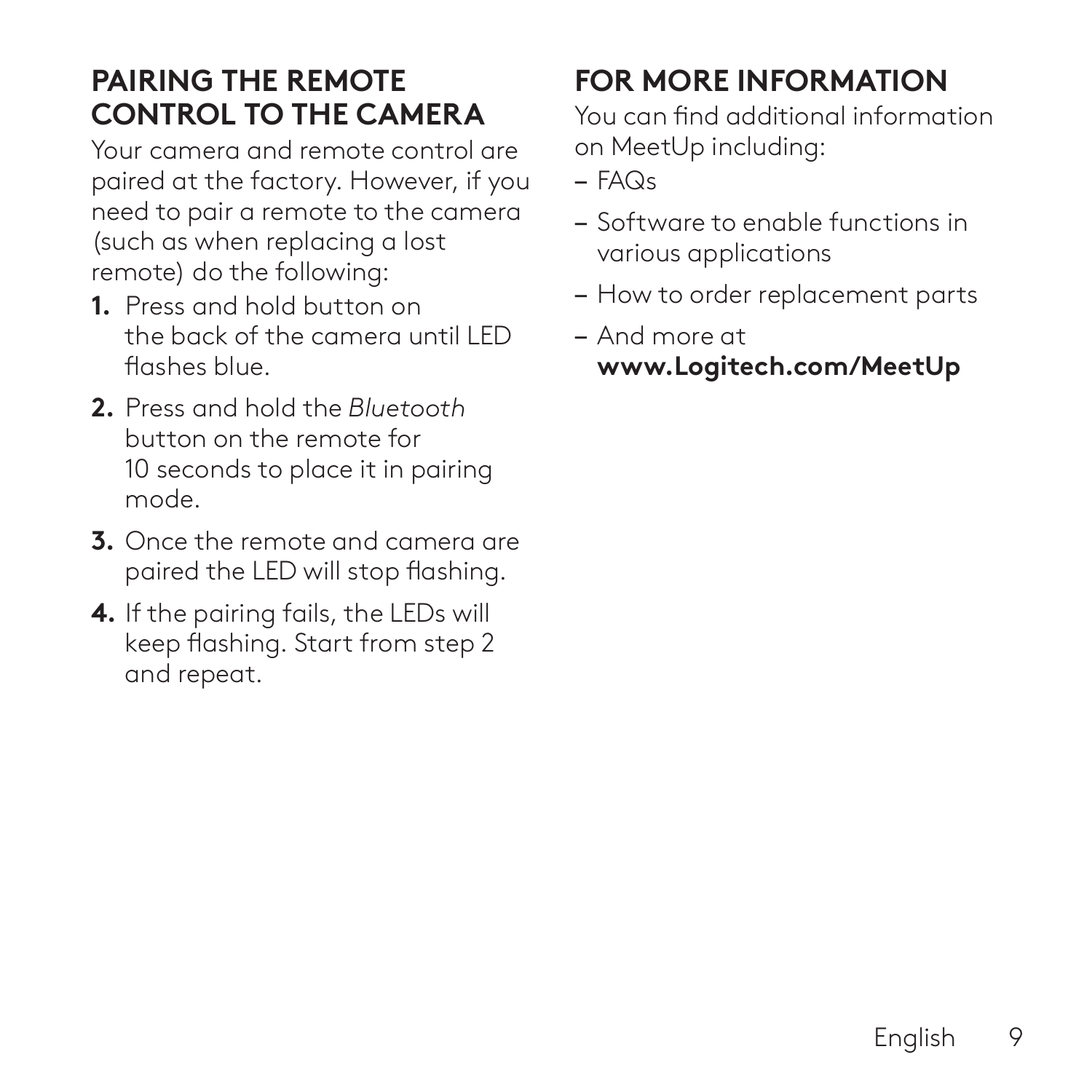## PAIRING THE REMOTE CONTROL TO THE CAMERA

Your camera and remote control are paired at the factory. However, if you need to pair a remote to the camera (such as when replacing a lost remote) do the following:

1. Press and hold button on the back of the camera until LED flashes blue.
2. Press and hold the *Bluetooth* button on the remote for 10 seconds to place it in pairing mode.
3. Once the remote and camera are paired the LED will stop flashing.
4. If the pairing fails, the LEDs will keep flashing. Start from step 2 and repeat.

## FOR MORE INFORMATION

You can find additional information on MeetUp including:

- FAQs
- Software to enable functions in various applications
- How to order replacement parts
- And more at **www.Logitech.com/MeetUp**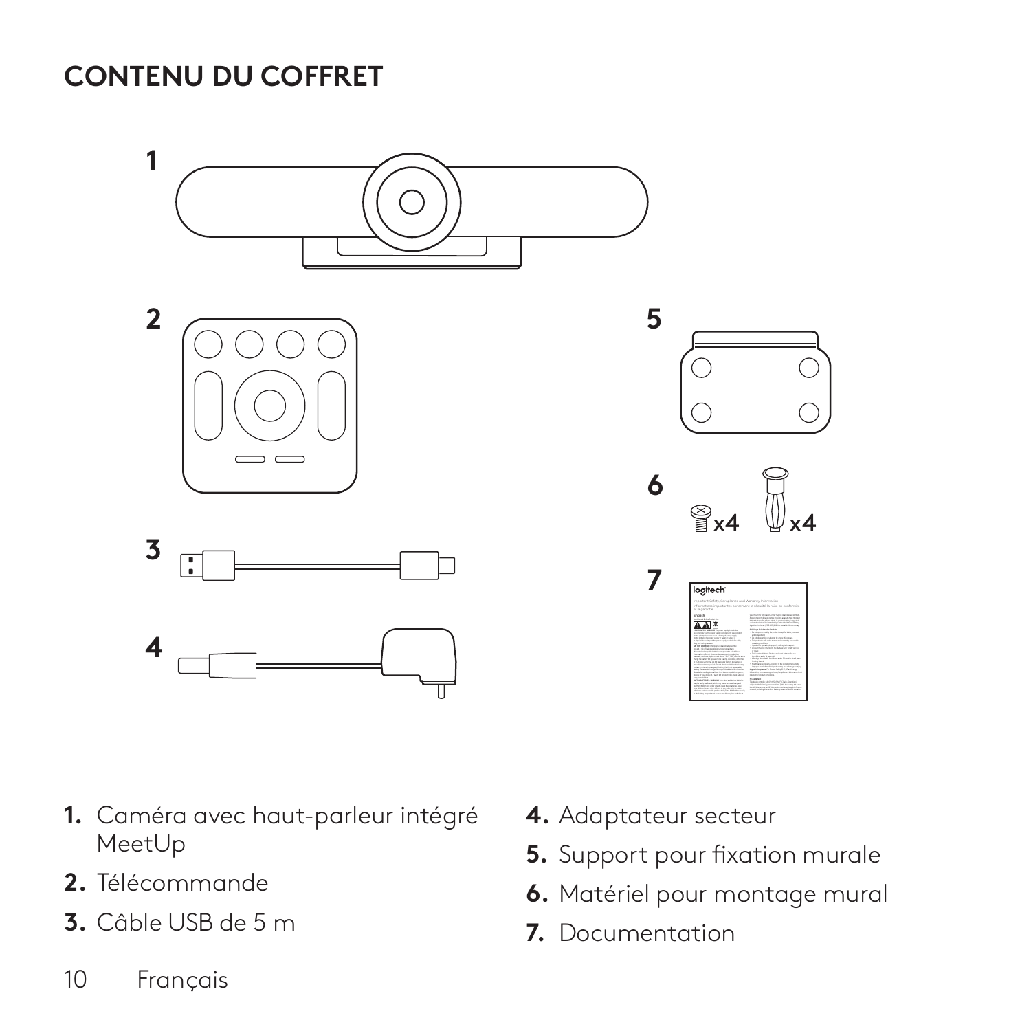# CONTENU DU COFFRET

1. Caméra avec haut-parleur intégré MeetUp
2. Télécommande
3. Câble USB de 5 m
4. Adaptateur secteur
5. Support pour fixation murale
6. Matériel pour montage mural
7. Documentation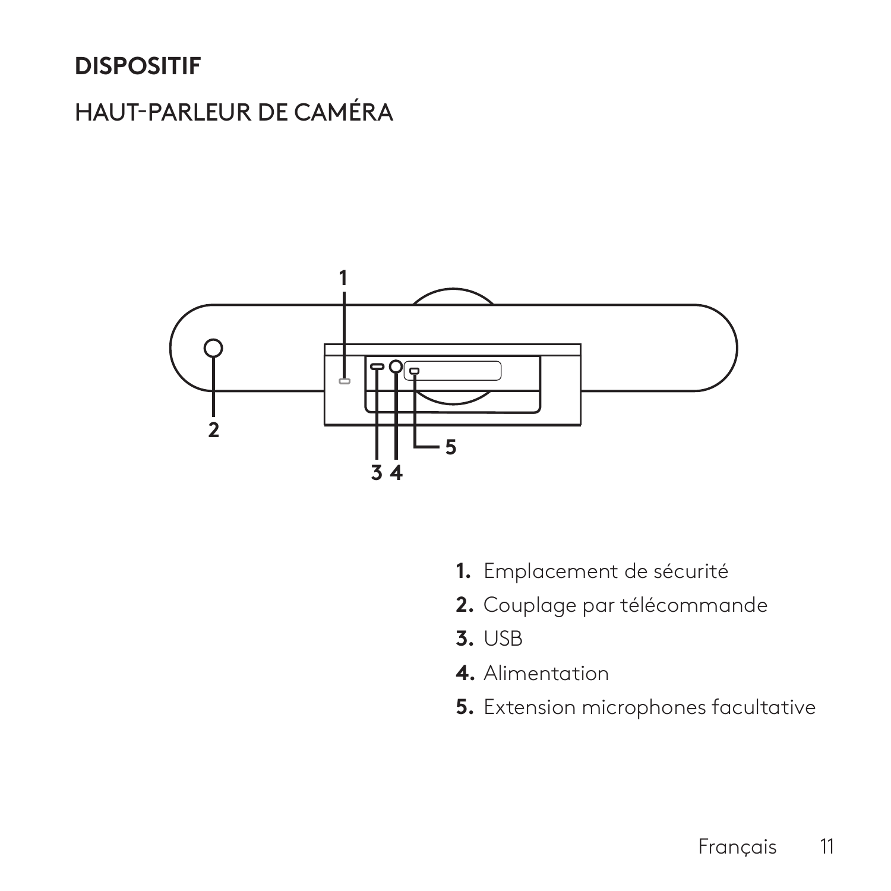## DISPOSITIF

### HAUT-PARLEUR DE CAMÉRA

1. Emplacement de sécurité
2. Couplage par télécommande
3. USB
4. Alimentation
5. Extension microphones facultative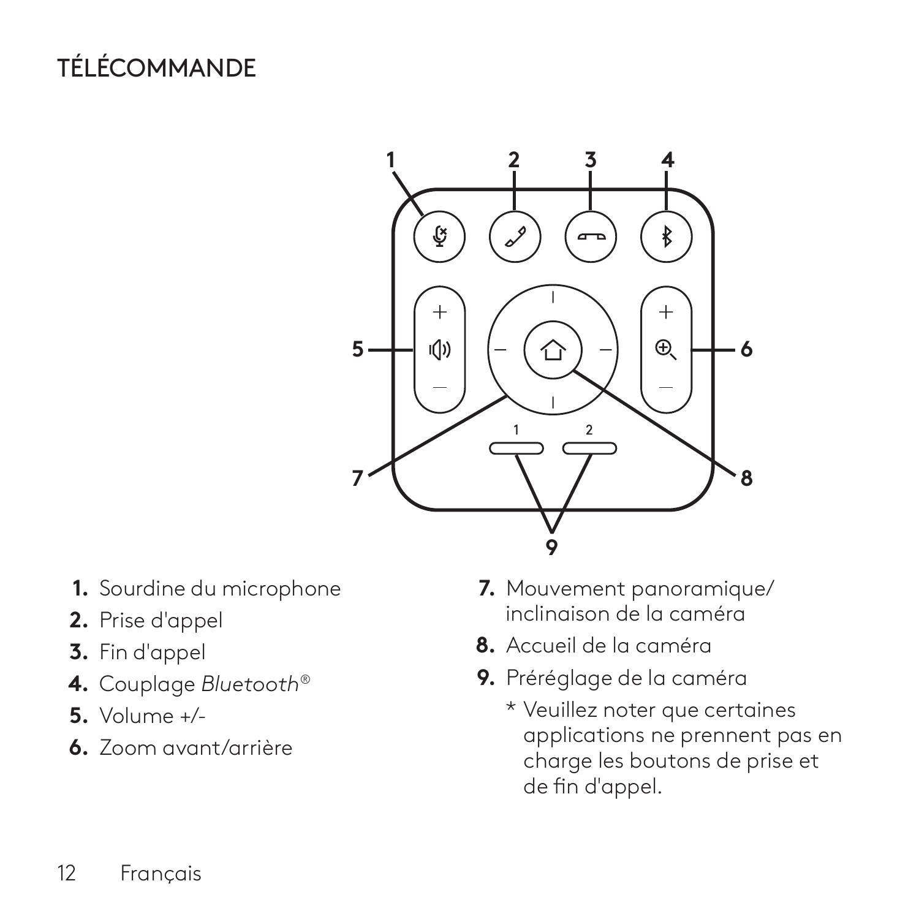# TÉLÉCOMMANDE

1. Sourdine du microphone
2. Prise d'appel
3. Fin d'appel
4. Couplage *Bluetooth®*
5. Volume +/-
6. Zoom avant/arrière
7. Mouvement panoramique/inclinaison de la caméra
8. Accueil de la caméra
9. Préréglage de la caméra

   * Veuillez noter que certaines applications ne prennent pas en charge les boutons de prise et de fin d'appel.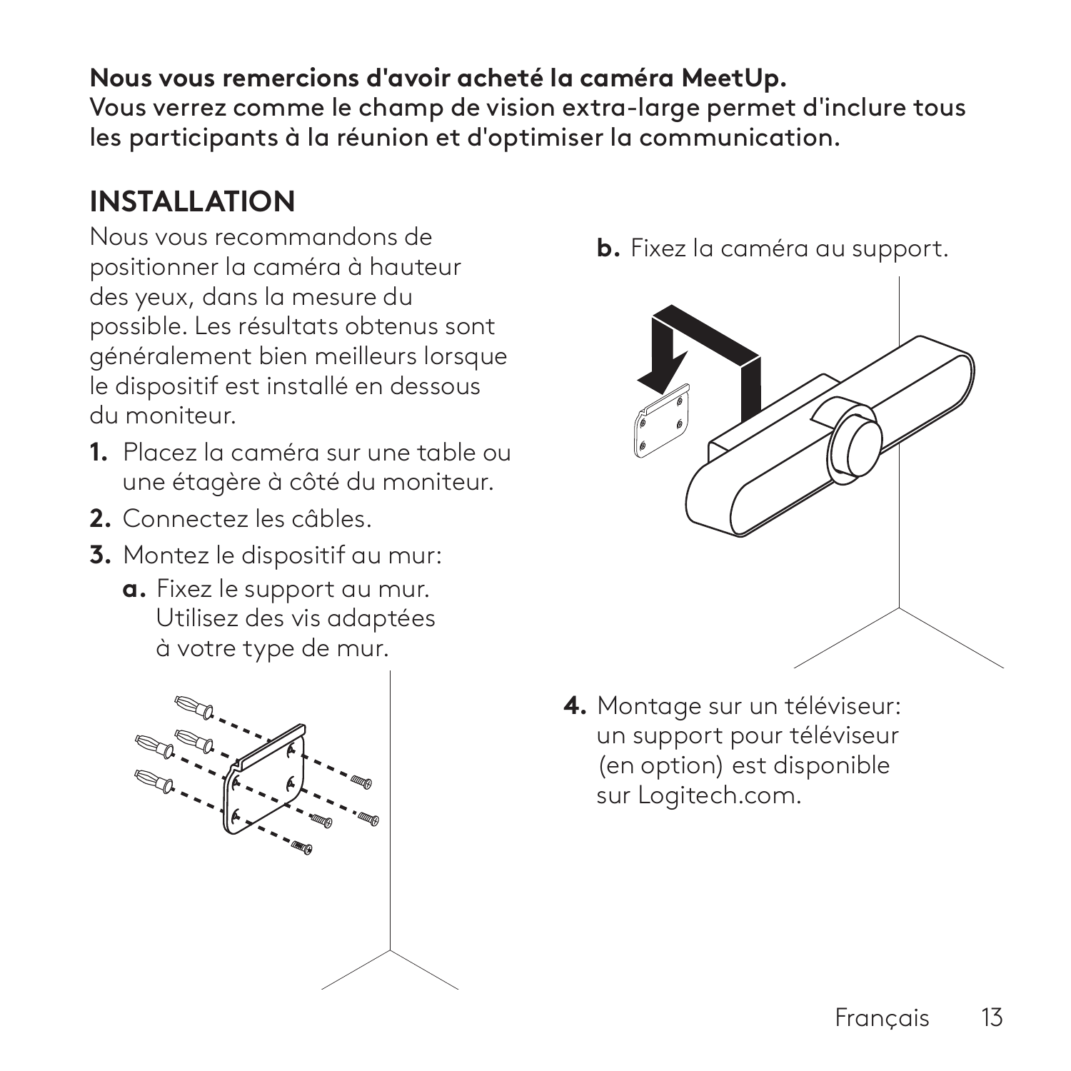**Nous vous remercions d'avoir acheté la caméra MeetUp.**
Vous verrez comme le champ de vision extra-large permet d'inclure tous les participants à la réunion et d'optimiser la communication.

## INSTALLATION

Nous vous recommandons de positionner la caméra à hauteur des yeux, dans la mesure du possible. Les résultats obtenus sont généralement bien meilleurs lorsque le dispositif est installé en dessous du moniteur.

1. Placez la caméra sur une table ou une étagère à côté du moniteur.
2. Connectez les câbles.
3. Montez le dispositif au mur:
   - **a.** Fixez le support au mur. Utilisez des vis adaptées à votre type de mur.
   - **b.** Fixez la caméra au support.
4. Montage sur un téléviseur: un support pour téléviseur (en option) est disponible sur Logitech.com.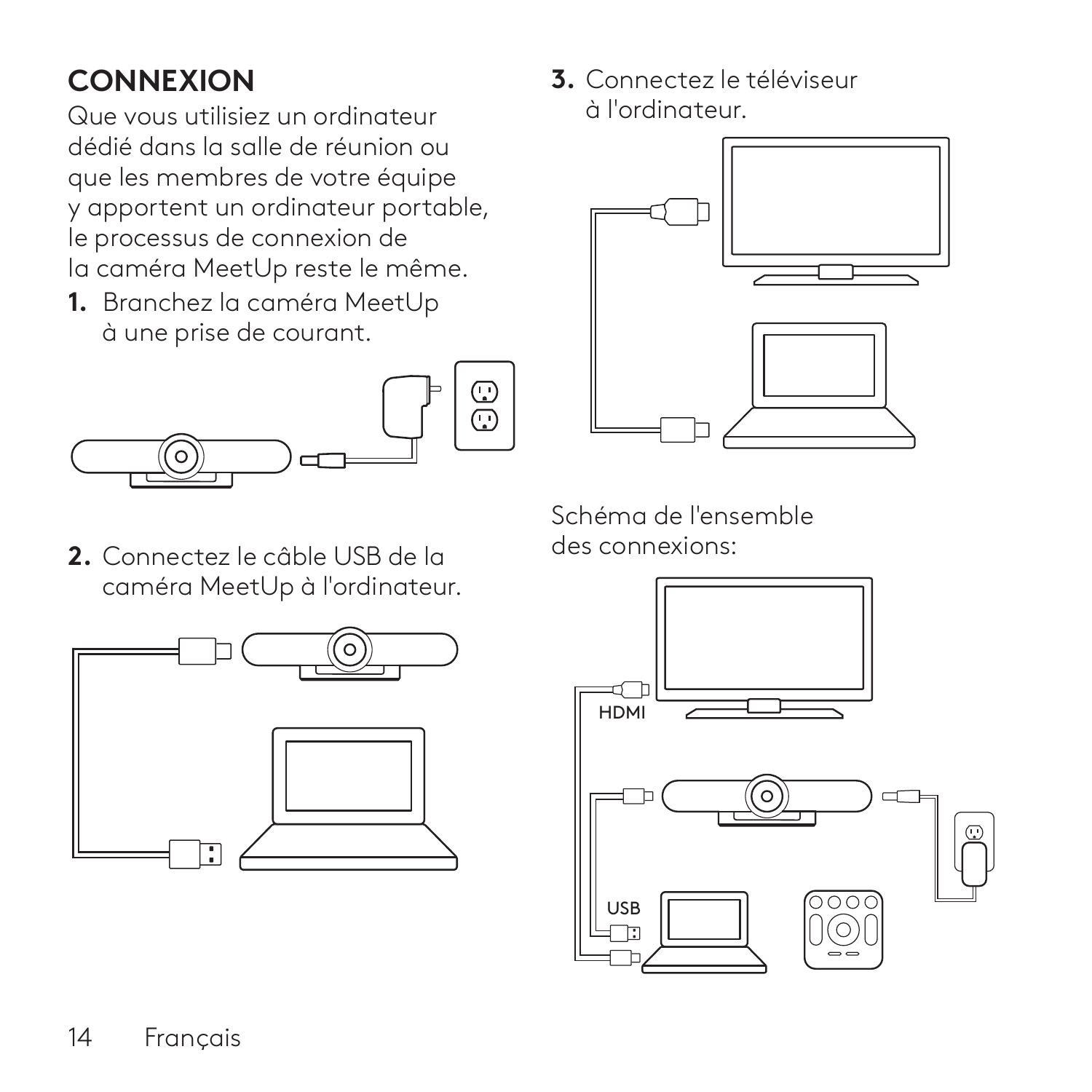## CONNEXION

Que vous utilisiez un ordinateur dédié dans la salle de réunion ou que les membres de votre équipe y apportent un ordinateur portable, le processus de connexion de la caméra MeetUp reste le même.

1. Branchez la caméra MeetUp à une prise de courant.
2. Connectez le câble USB de la caméra MeetUp à l'ordinateur.
3. Connectez le téléviseur à l'ordinateur.

Schéma de l'ensemble des connexions:

HDMI

USB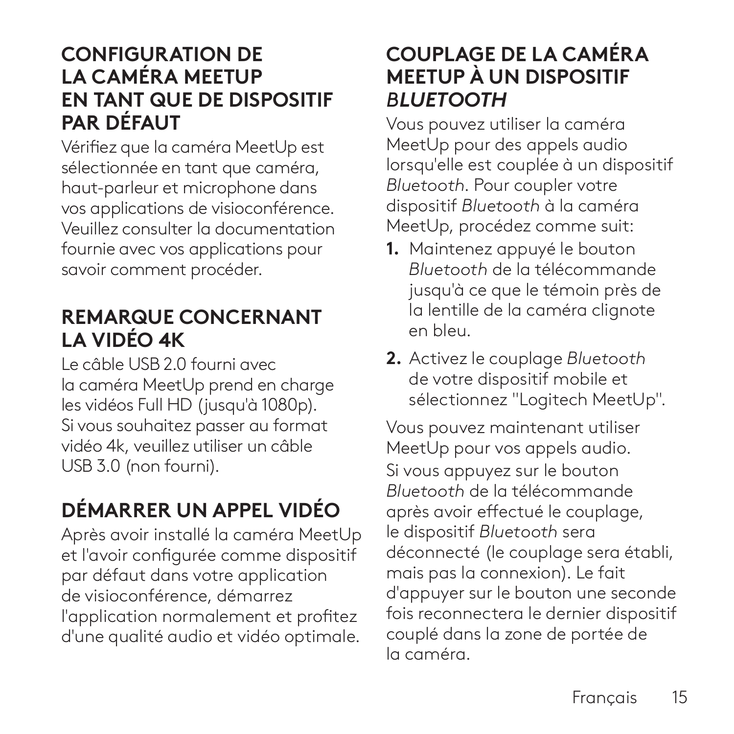## CONFIGURATION DE LA CAMÉRA MEETUP EN TANT QUE DE DISPOSITIF PAR DÉFAUT

Vérifiez que la caméra MeetUp est sélectionnée en tant que caméra, haut-parleur et microphone dans vos applications de visioconférence. Veuillez consulter la documentation fournie avec vos applications pour savoir comment procéder.

## REMARQUE CONCERNANT LA VIDÉO 4K

Le câble USB 2.0 fourni avec la caméra MeetUp prend en charge les vidéos Full HD (jusqu'à 1080p). Si vous souhaitez passer au format vidéo 4k, veuillez utiliser un câble USB 3.0 (non fourni).

## DÉMARRER UN APPEL VIDÉO

Après avoir installé la caméra MeetUp et l'avoir configurée comme dispositif par défaut dans votre application de visioconférence, démarrez l'application normalement et profitez d'une qualité audio et vidéo optimale.

## COUPLAGE DE LA CAMÉRA MEETUP À UN DISPOSITIF *BLUETOOTH*

Vous pouvez utiliser la caméra MeetUp pour des appels audio lorsqu'elle est couplée à un dispositif *Bluetooth*. Pour coupler votre dispositif *Bluetooth* à la caméra MeetUp, procédez comme suit:

1. Maintenez appuyé le bouton *Bluetooth* de la télécommande jusqu'à ce que le témoin près de la lentille de la caméra clignote en bleu.
2. Activez le couplage *Bluetooth* de votre dispositif mobile et sélectionnez "Logitech MeetUp".

Vous pouvez maintenant utiliser MeetUp pour vos appels audio. Si vous appuyez sur le bouton *Bluetooth* de la télécommande après avoir effectué le couplage, le dispositif *Bluetooth* sera déconnecté (le couplage sera établi, mais pas la connexion). Le fait d'appuyer sur le bouton une seconde fois reconnectera le dernier dispositif couplé dans la zone de portée de la caméra.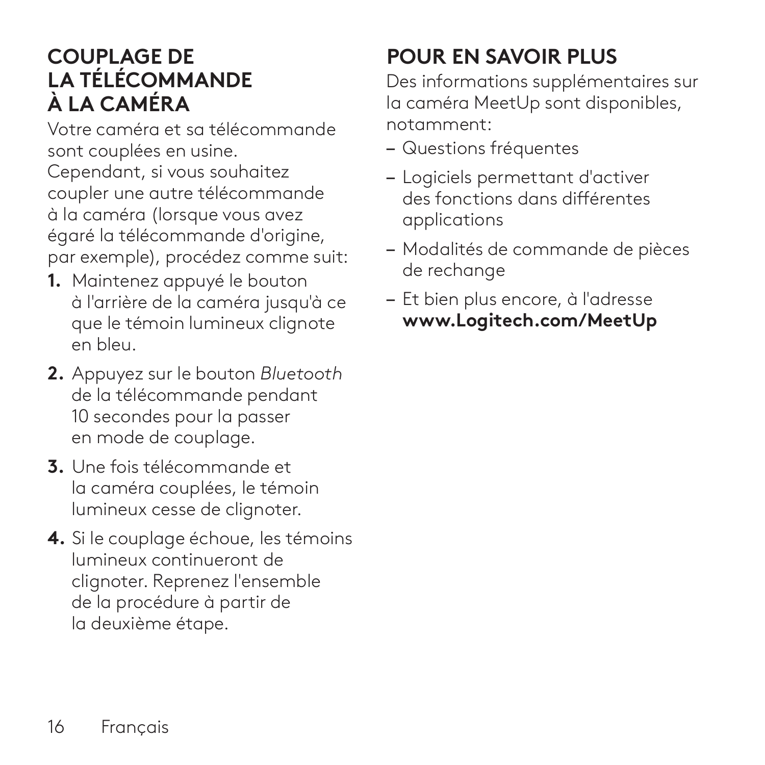## COUPLAGE DE LA TÉLÉCOMMANDE À LA CAMÉRA

Votre caméra et sa télécommande sont couplées en usine. Cependant, si vous souhaitez coupler une autre télécommande à la caméra (lorsque vous avez égaré la télécommande d'origine, par exemple), procédez comme suit:

1. Maintenez appuyé le bouton à l'arrière de la caméra jusqu'à ce que le témoin lumineux clignote en bleu.
2. Appuyez sur le bouton *Bluetooth* de la télécommande pendant 10 secondes pour la passer en mode de couplage.
3. Une fois télécommande et la caméra couplées, le témoin lumineux cesse de clignoter.
4. Si le couplage échoue, les témoins lumineux continueront de clignoter. Reprenez l'ensemble de la procédure à partir de la deuxième étape.

## POUR EN SAVOIR PLUS

Des informations supplémentaires sur la caméra MeetUp sont disponibles, notamment:

- Questions fréquentes
- Logiciels permettant d'activer des fonctions dans différentes applications
- Modalités de commande de pièces de rechange
- Et bien plus encore, à l'adresse **www.Logitech.com/MeetUp**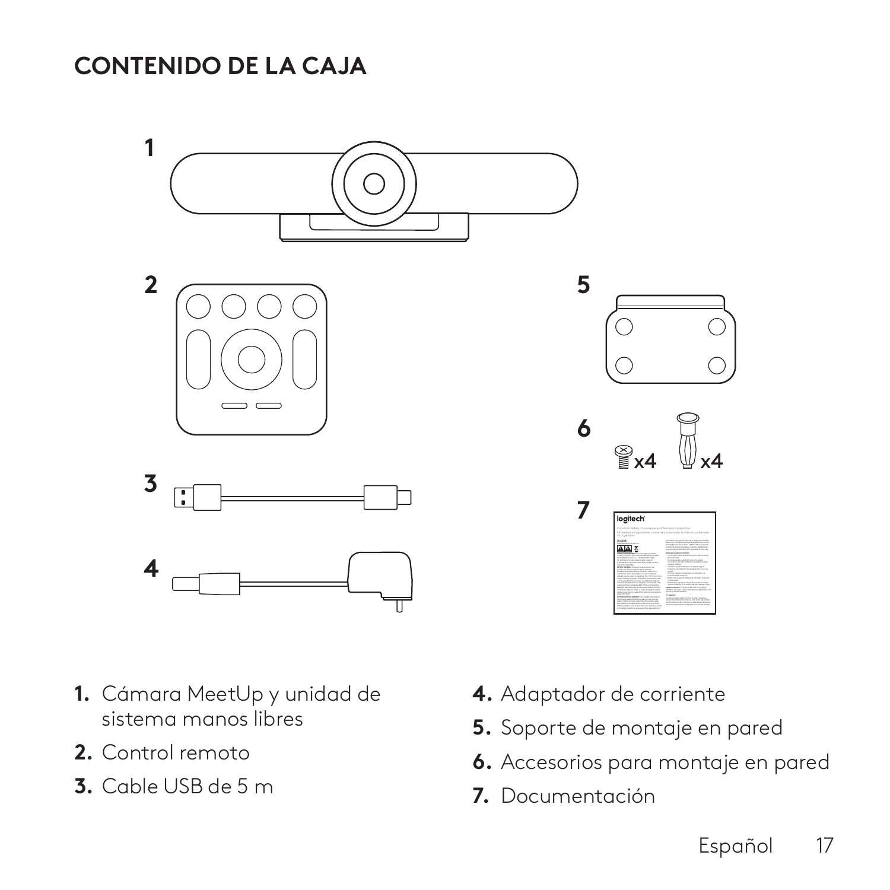# CONTENIDO DE LA CAJA

1. Cámara MeetUp y unidad de sistema manos libres
2. Control remoto
3. Cable USB de 5 m
4. Adaptador de corriente
5. Soporte de montaje en pared
6. Accesorios para montaje en pared
7. Documentación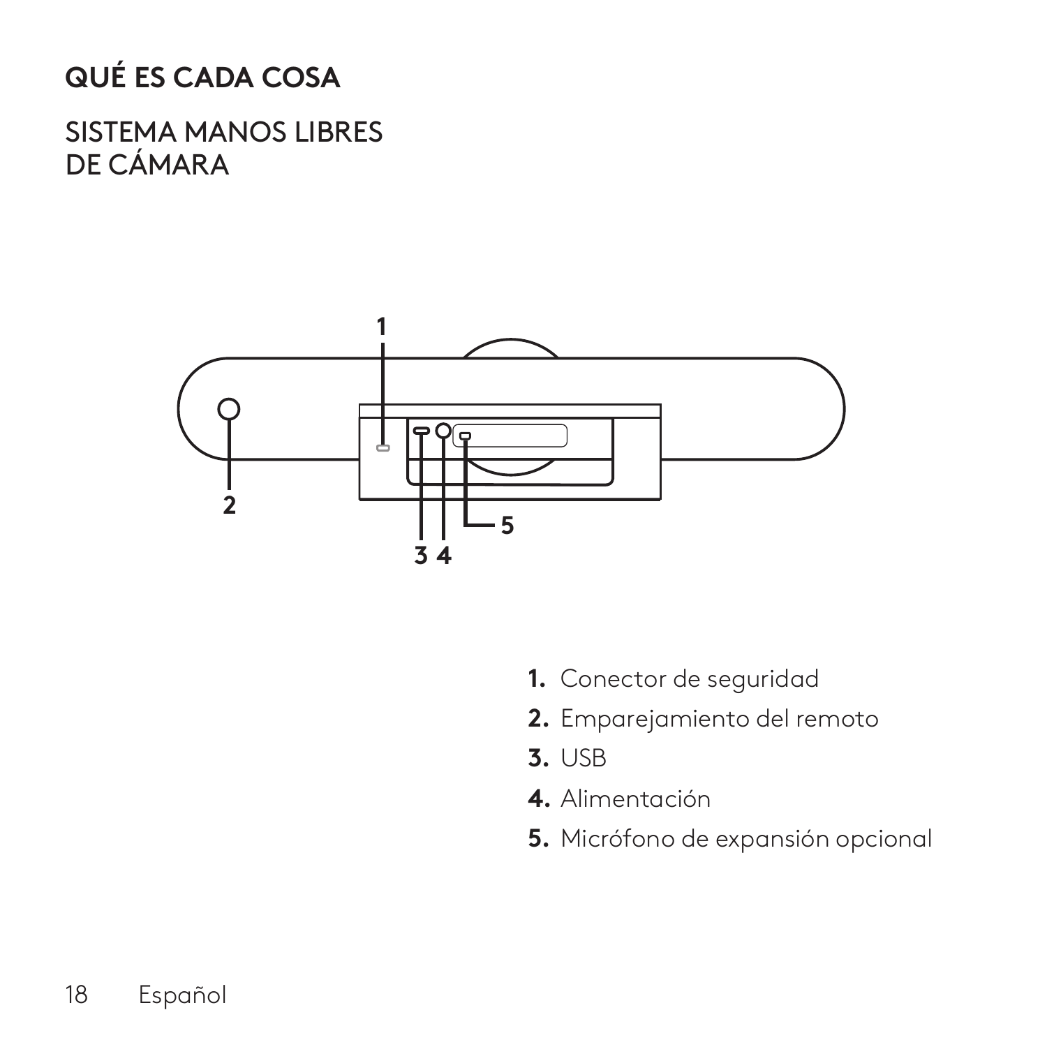# QUÉ ES CADA COSA

## SISTEMA MANOS LIBRES DE CÁMARA

1. Conector de seguridad
2. Emparejamiento del remoto
3. USB
4. Alimentación
5. Micrófono de expansión opcional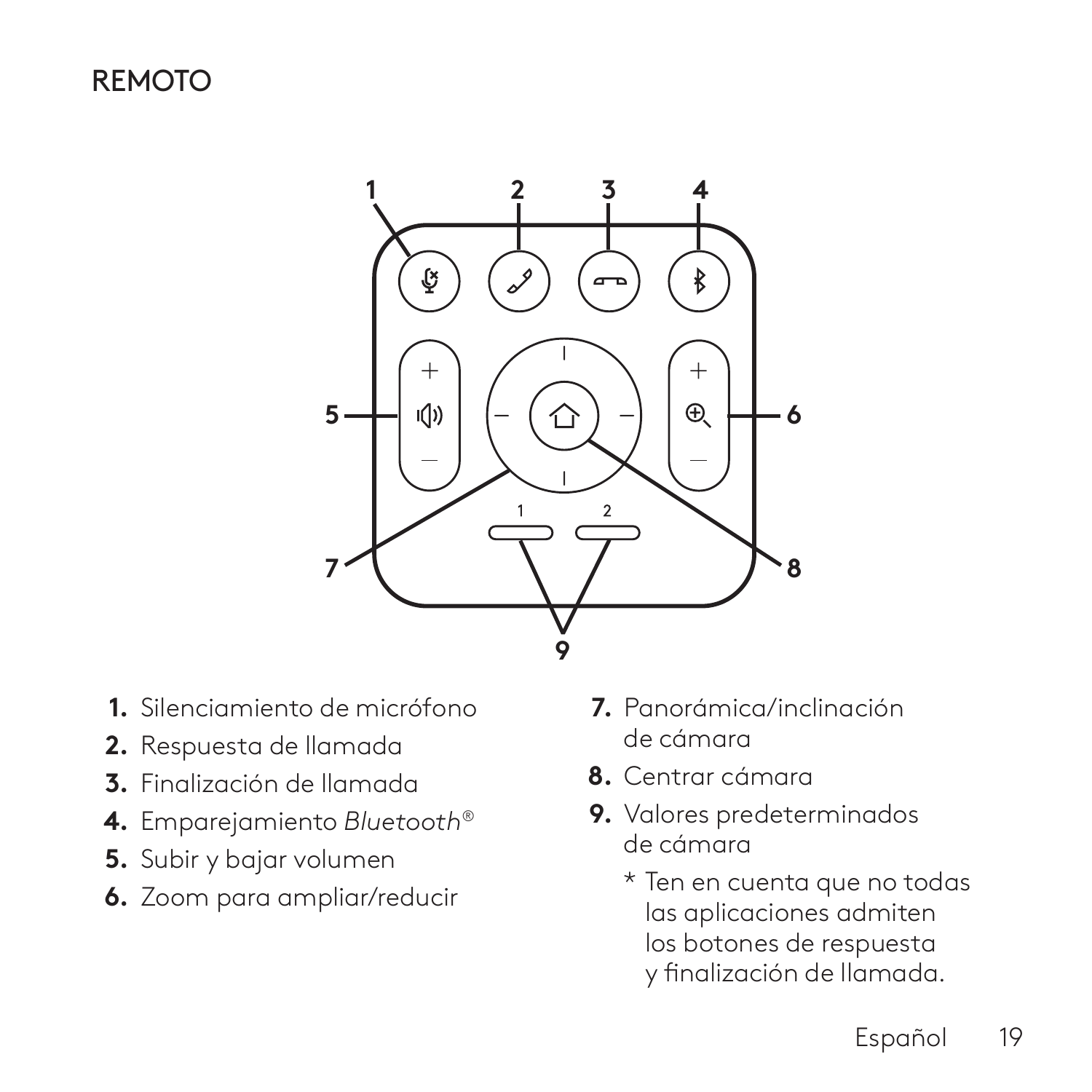## REMOTO

1. Silenciamiento de micrófono
2. Respuesta de llamada
3. Finalización de llamada
4. Emparejamiento *Bluetooth*®
5. Subir y bajar volumen
6. Zoom para ampliar/reducir
7. Panorámica/inclinación de cámara
8. Centrar cámara
9. Valores predeterminados de cámara

   \* Ten en cuenta que no todas las aplicaciones admiten los botones de respuesta y finalización de llamada.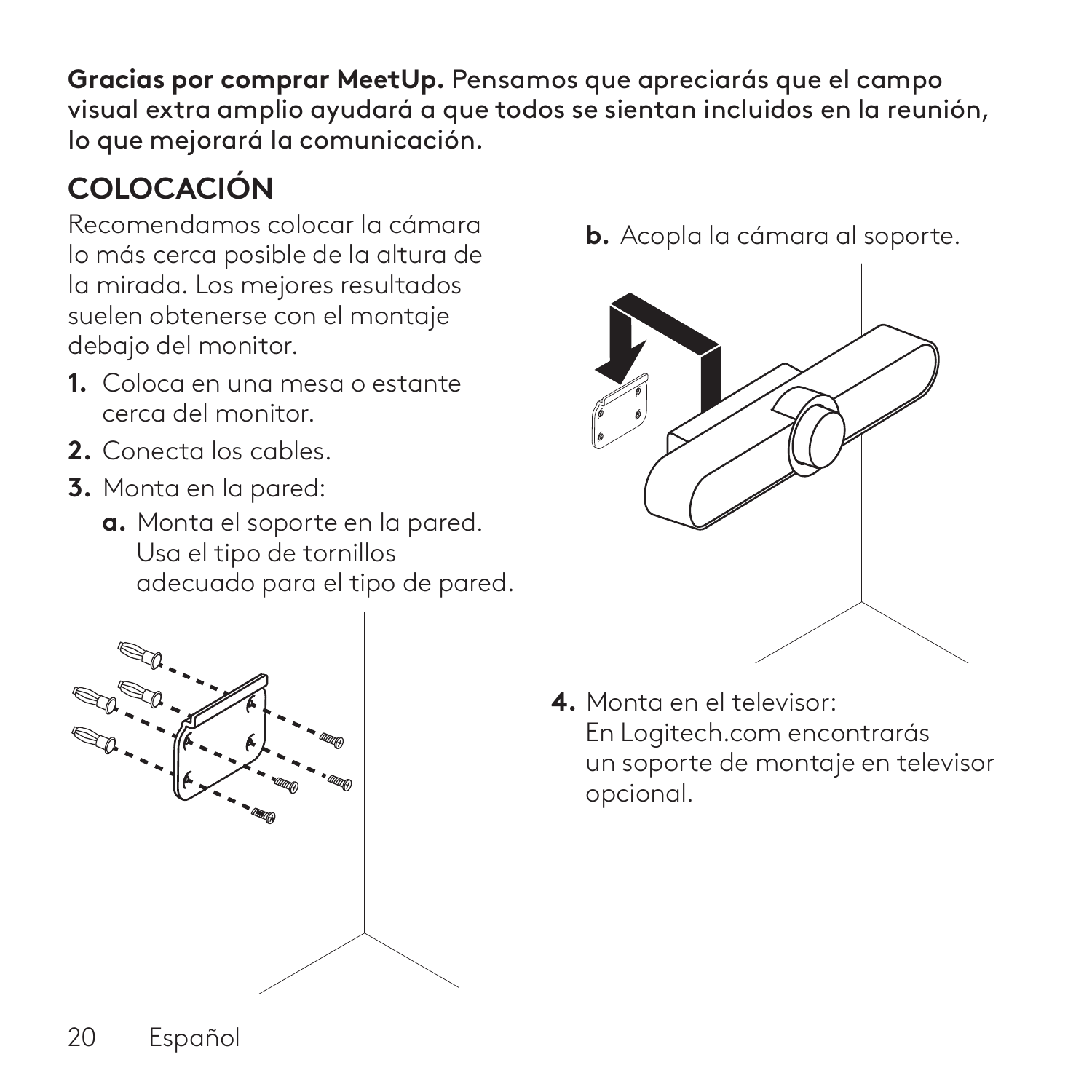**Gracias por comprar MeetUp.** Pensamos que apreciarás que el campo visual extra amplio ayudará a que todos se sientan incluidos en la reunión, lo que mejorará la comunicación.

## COLOCACIÓN

Recomendamos colocar la cámara lo más cerca posible de la altura de la mirada. Los mejores resultados suelen obtenerse con el montaje debajo del monitor.

1. Coloca en una mesa o estante cerca del monitor.
2. Conecta los cables.
3. Monta en la pared:
   - **a.** Monta el soporte en la pared. Usa el tipo de tornillos adecuado para el tipo de pared.
   - **b.** Acopla la cámara al soporte.
4. Monta en el televisor: En Logitech.com encontrarás un soporte de montaje en televisor opcional.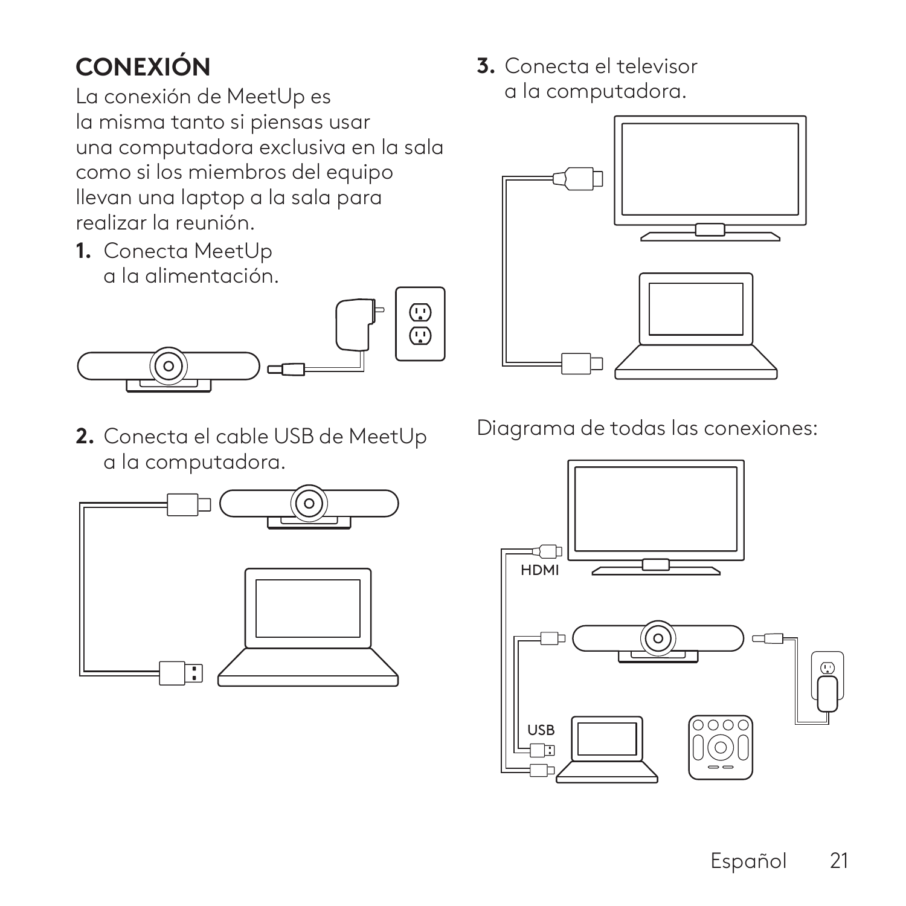## CONEXIÓN

La conexión de MeetUp es la misma tanto si piensas usar una computadora exclusiva en la sala como si los miembros del equipo llevan una laptop a la sala para realizar la reunión.

1. Conecta MeetUp a la alimentación.
2. Conecta el cable USB de MeetUp a la computadora.
3. Conecta el televisor a la computadora.

Diagrama de todas las conexiones:

HDMI

USB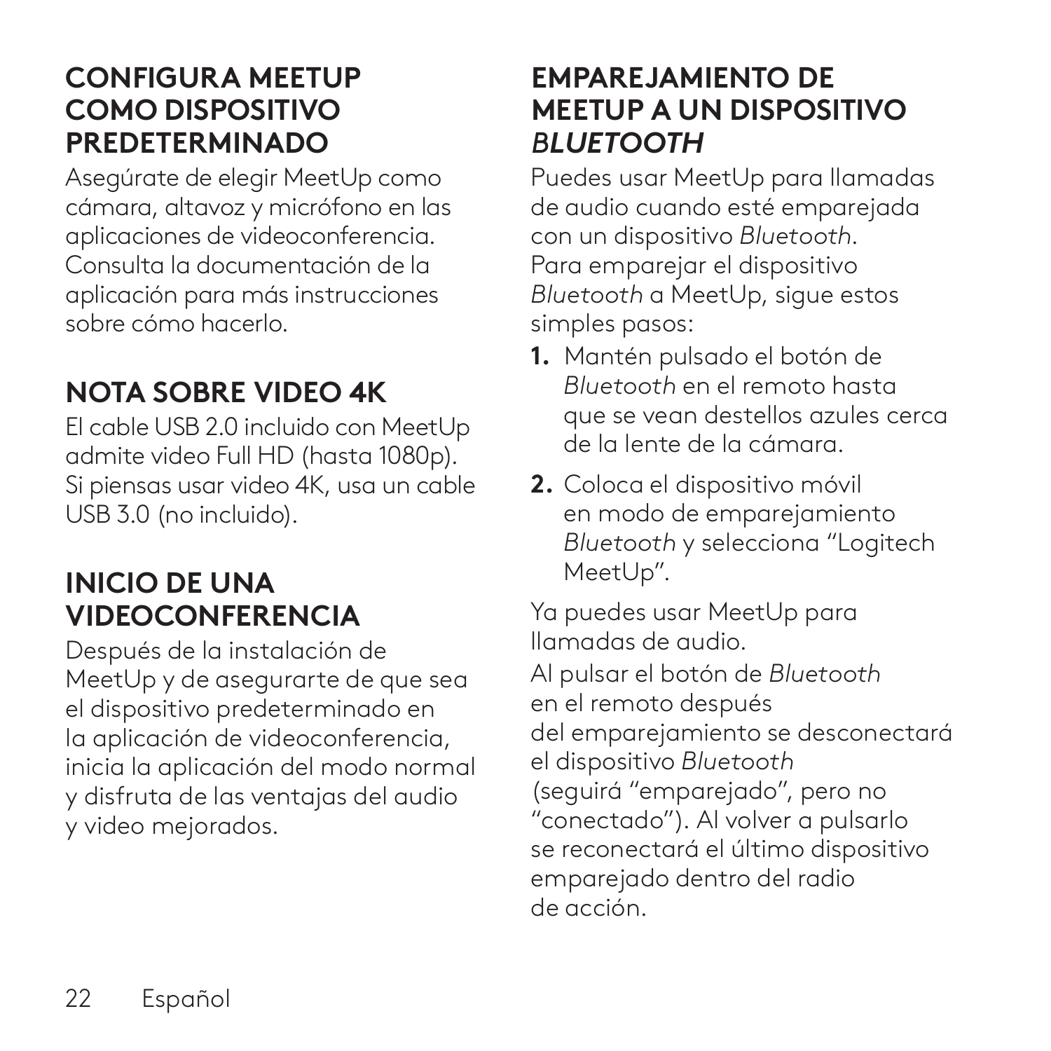## CONFIGURA MEETUP COMO DISPOSITIVO PREDETERMINADO

Asegúrate de elegir MeetUp como cámara, altavoz y micrófono en las aplicaciones de videoconferencia. Consulta la documentación de la aplicación para más instrucciones sobre cómo hacerlo.

## NOTA SOBRE VIDEO 4K

El cable USB 2.0 incluido con MeetUp admite video Full HD (hasta 1080p). Si piensas usar video 4K, usa un cable USB 3.0 (no incluido).

## INICIO DE UNA VIDEOCONFERENCIA

Después de la instalación de MeetUp y de asegurarte de que sea el dispositivo predeterminado en la aplicación de videoconferencia, inicia la aplicación del modo normal y disfruta de las ventajas del audio y video mejorados.

## EMPAREJAMIENTO DE MEETUP A UN DISPOSITIVO *BLUETOOTH*

Puedes usar MeetUp para llamadas de audio cuando esté emparejada con un dispositivo *Bluetooth*. Para emparejar el dispositivo *Bluetooth* a MeetUp, sigue estos simples pasos:

1. Mantén pulsado el botón de *Bluetooth* en el remoto hasta que se vean destellos azules cerca de la lente de la cámara.
2. Coloca el dispositivo móvil en modo de emparejamiento *Bluetooth* y selecciona "Logitech MeetUp".

Ya puedes usar MeetUp para llamadas de audio.

Al pulsar el botón de *Bluetooth* en el remoto después del emparejamiento se desconectará el dispositivo *Bluetooth* (seguirá "emparejado", pero no "conectado"). Al volver a pulsarlo se reconectará el último dispositivo emparejado dentro del radio de acción.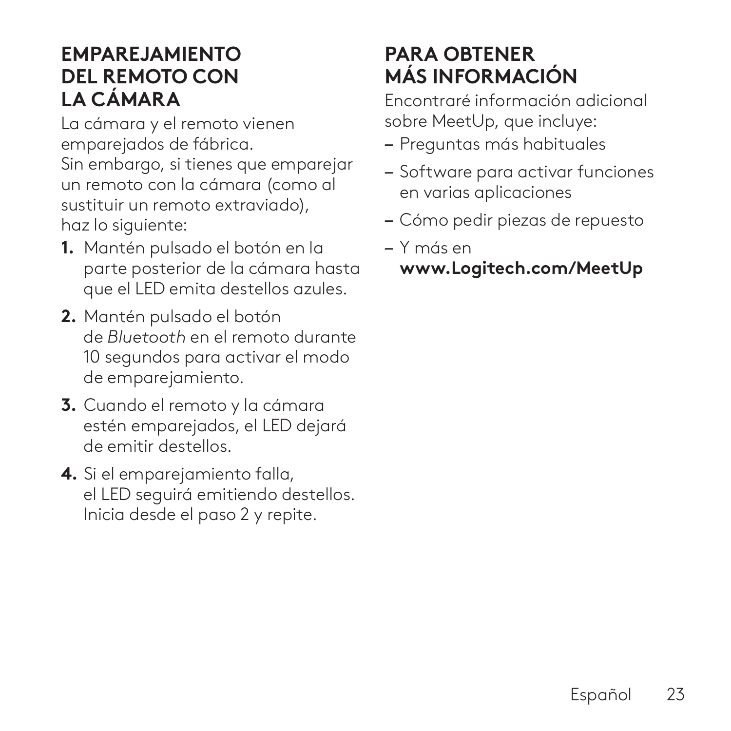## EMPAREJAMIENTO DEL REMOTO CON LA CÁMARA

La cámara y el remoto vienen emparejados de fábrica.
Sin embargo, si tienes que emparejar un remoto con la cámara (como al sustituir un remoto extraviado), haz lo siguiente:

1. Mantén pulsado el botón en la parte posterior de la cámara hasta que el LED emita destellos azules.
2. Mantén pulsado el botón de *Bluetooth* en el remoto durante 10 segundos para activar el modo de emparejamiento.
3. Cuando el remoto y la cámara estén emparejados, el LED dejará de emitir destellos.
4. Si el emparejamiento falla, el LED seguirá emitiendo destellos. Inicia desde el paso 2 y repite.

## PARA OBTENER MÁS INFORMACIÓN

Encontraré información adicional sobre MeetUp, que incluye:

- Preguntas más habituales
- Software para activar funciones en varias aplicaciones
- Cómo pedir piezas de repuesto
- Y más en **www.Logitech.com/MeetUp**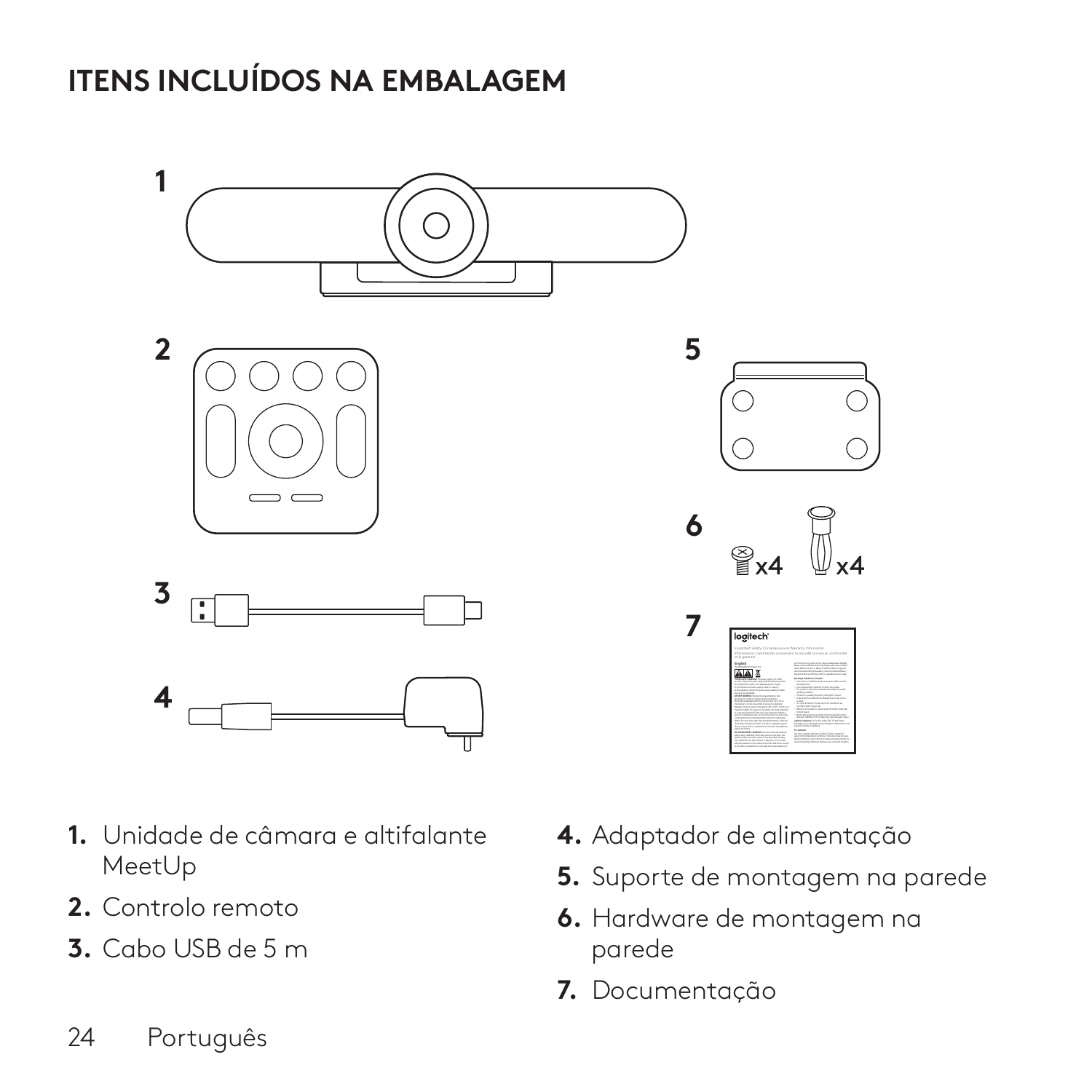# ITENS INCLUÍDOS NA EMBALAGEM

1. Unidade de câmara e altifalante MeetUp
2. Controlo remoto
3. Cabo USB de 5 m
4. Adaptador de alimentação
5. Suporte de montagem na parede
6. Hardware de montagem na parede
7. Documentação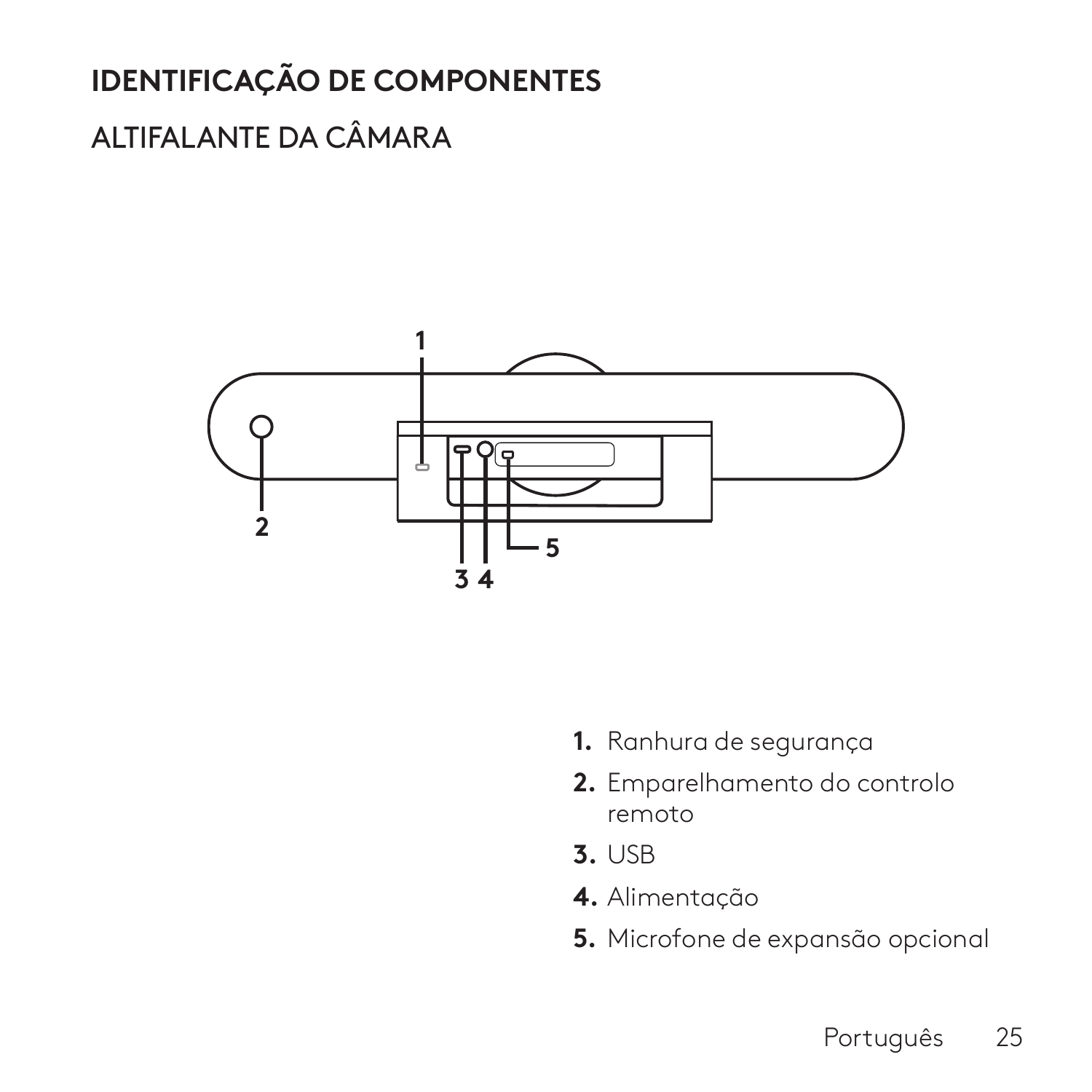# IDENTIFICAÇÃO DE COMPONENTES

## ALTIFALANTE DA CÂMARA

1. Ranhura de segurança
2. Emparelhamento do controlo remoto
3. USB
4. Alimentação
5. Microfone de expansão opcional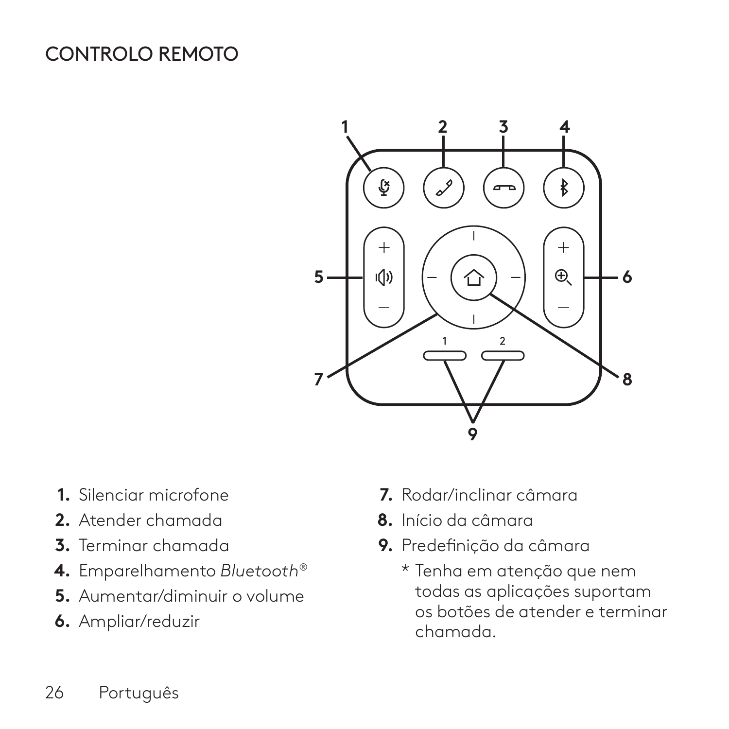# CONTROLO REMOTO

1. Silenciar microfone
2. Atender chamada
3. Terminar chamada
4. Emparelhamento *Bluetooth®*
5. Aumentar/diminuir o volume
6. Ampliar/reduzir
7. Rodar/inclinar câmara
8. Início da câmara
9. Predefinição da câmara

   * Tenha em atenção que nem todas as aplicações suportam os botões de atender e terminar chamada.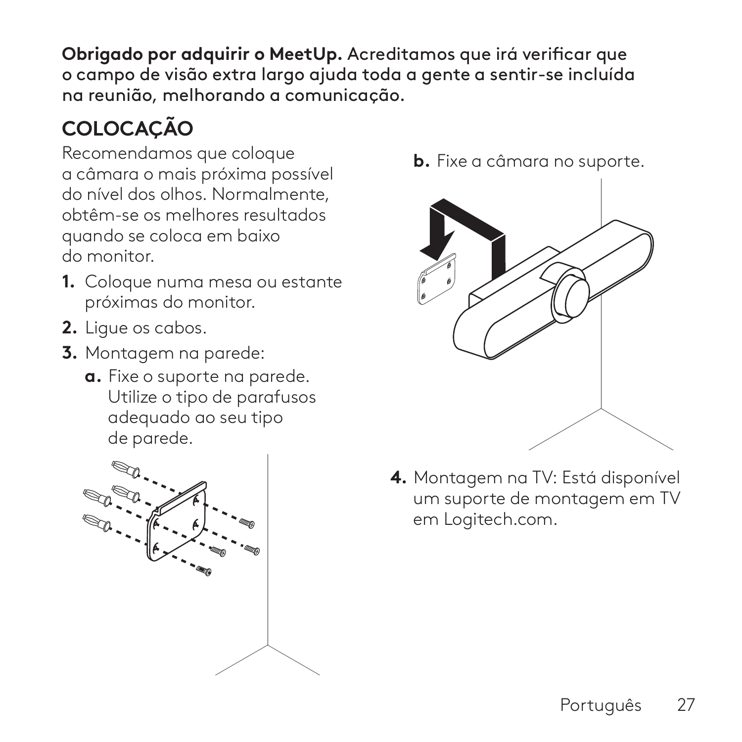**Obrigado por adquirir o MeetUp.** Acreditamos que irá verificar que o campo de visão extra largo ajuda toda a gente a sentir-se incluída na reunião, melhorando a comunicação.

## COLOCAÇÃO

Recomendamos que coloque a câmara o mais próxima possível do nível dos olhos. Normalmente, obtêm-se os melhores resultados quando se coloca em baixo do monitor.

1. Coloque numa mesa ou estante próximas do monitor.
2. Ligue os cabos.
3. Montagem na parede:
   - **a.** Fixe o suporte na parede. Utilize o tipo de parafusos adequado ao seu tipo de parede.
   - **b.** Fixe a câmara no suporte.
4. Montagem na TV: Está disponível um suporte de montagem em TV em Logitech.com.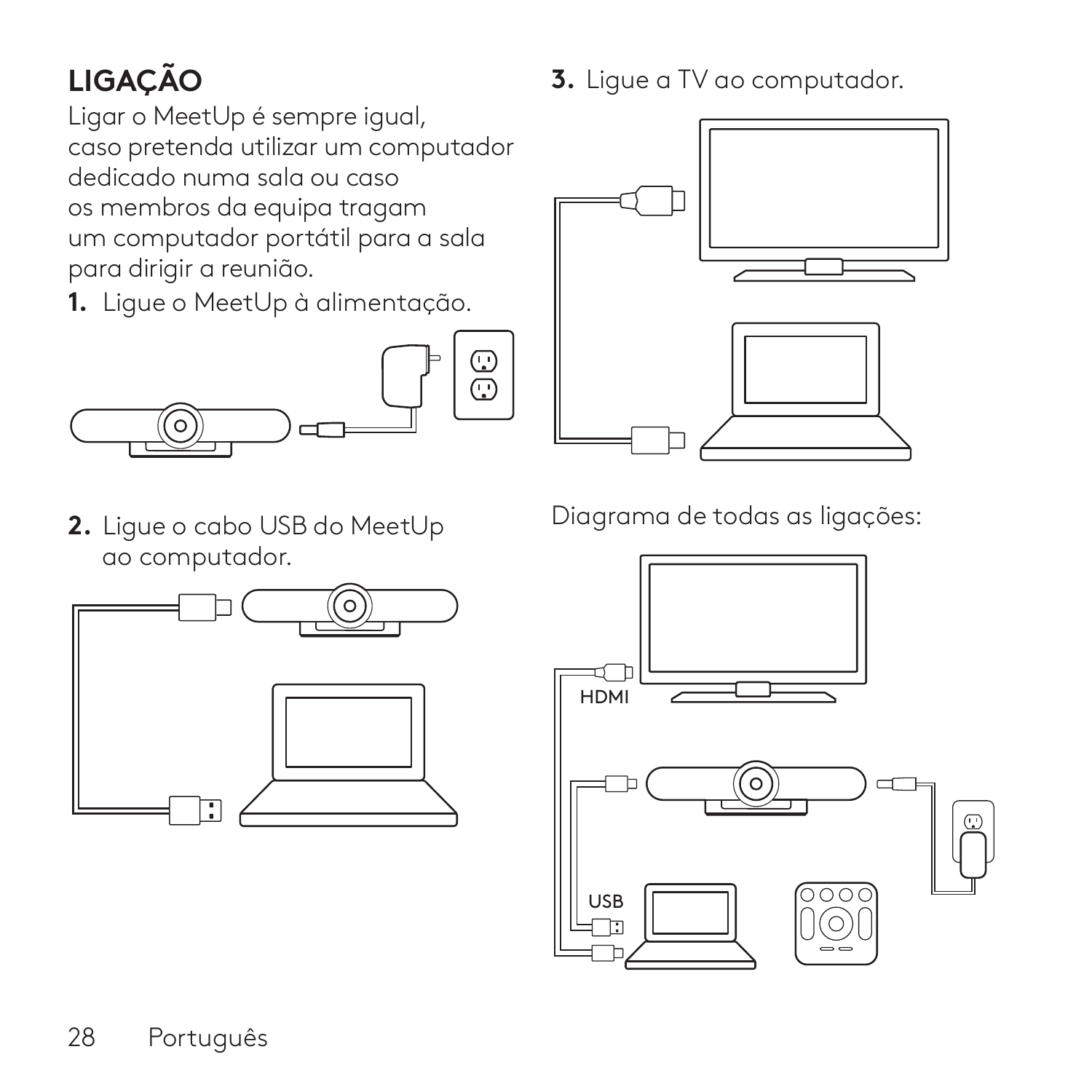## LIGAÇÃO

Ligar o MeetUp é sempre igual, caso pretenda utilizar um computador dedicado numa sala ou caso os membros da equipa tragam um computador portátil para a sala para dirigir a reunião.

1. Ligue o MeetUp à alimentação.

2. Ligue o cabo USB do MeetUp ao computador.

3. Ligue a TV ao computador.

Diagrama de todas as ligações:

HDMI

USB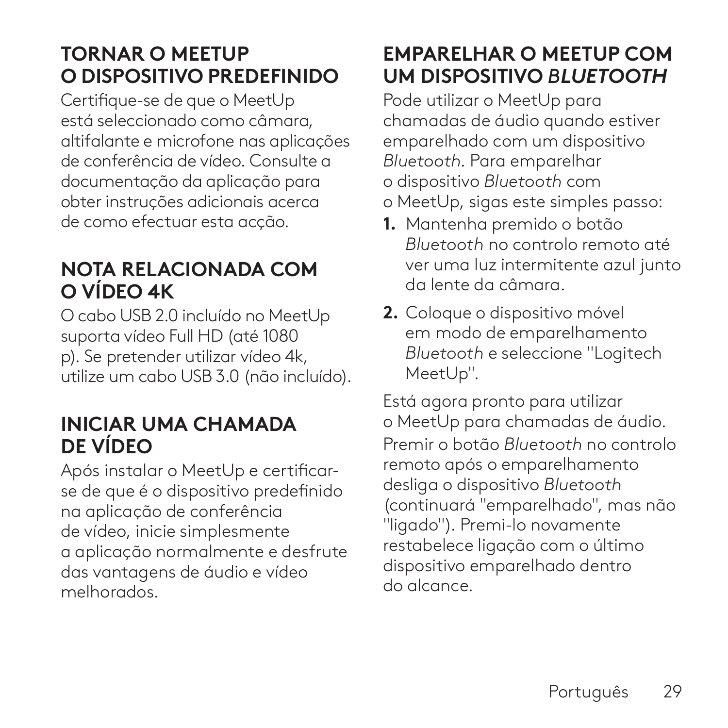## TORNAR O MEETUP O DISPOSITIVO PREDEFINIDO

Certifique-se de que o MeetUp está seleccionado como câmara, altifalante e microfone nas aplicações de conferência de vídeo. Consulte a documentação da aplicação para obter instruções adicionais acerca de como efectuar esta acção.

## NOTA RELACIONADA COM O VÍDEO 4K

O cabo USB 2.0 incluído no MeetUp suporta vídeo Full HD (até 1080 p). Se pretender utilizar vídeo 4k, utilize um cabo USB 3.0 (não incluído).

## INICIAR UMA CHAMADA DE VÍDEO

Após instalar o MeetUp e certificar-se de que é o dispositivo predefinido na aplicação de conferência de vídeo, inicie simplesmente a aplicação normalmente e desfrute das vantagens de áudio e vídeo melhorados.

## EMPARELHAR O MEETUP COM UM DISPOSITIVO *BLUETOOTH*

Pode utilizar o MeetUp para chamadas de áudio quando estiver emparelhado com um dispositivo *Bluetooth*. Para emparelhar o dispositivo *Bluetooth* com o MeetUp, sigas este simples passo:

1. Mantenha premido o botão *Bluetooth* no controlo remoto até ver uma luz intermitente azul junto da lente da câmara.
2. Coloque o dispositivo móvel em modo de emparelhamento *Bluetooth* e seleccione "Logitech MeetUp".

Está agora pronto para utilizar o MeetUp para chamadas de áudio. Premir o botão *Bluetooth* no controlo remoto após o emparelhamento desliga o dispositivo *Bluetooth* (continuará "emparelhado", mas não "ligado"). Premi-lo novamente restabelece ligação com o último dispositivo emparelhado dentro do alcance.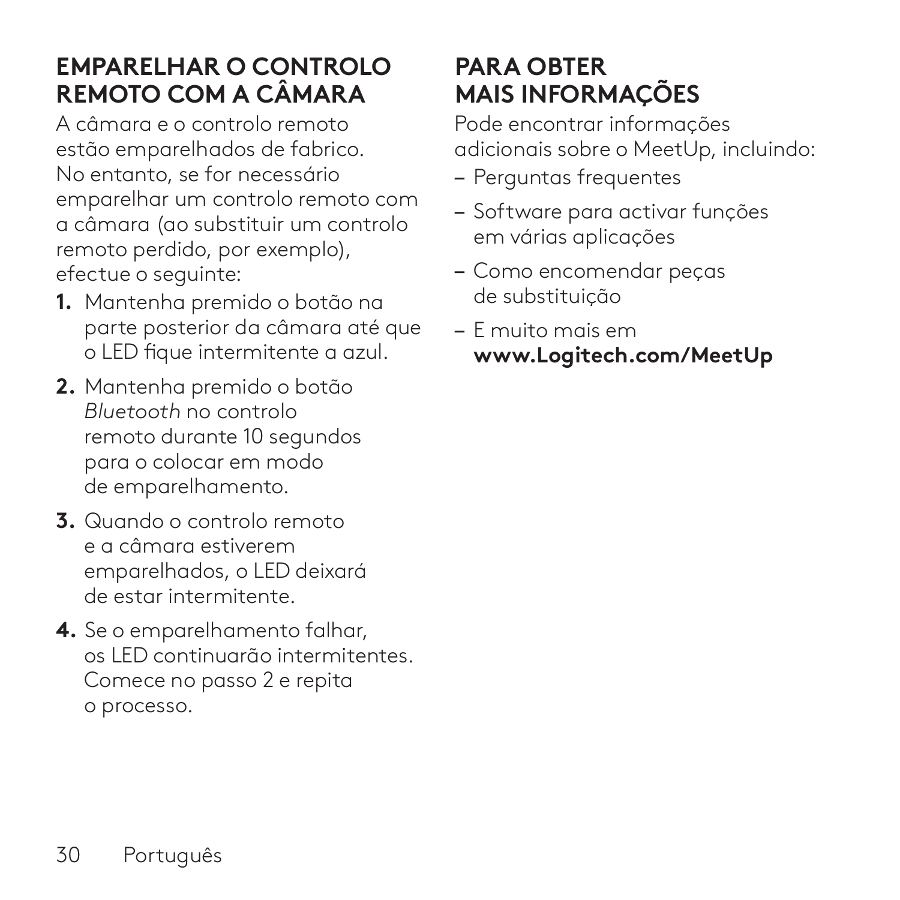## EMPARELHAR O CONTROLO REMOTO COM A CÂMARA

A câmara e o controlo remoto estão emparelhados de fabrico. No entanto, se for necessário emparelhar um controlo remoto com a câmara (ao substituir um controlo remoto perdido, por exemplo), efectue o seguinte:

1. Mantenha premido o botão na parte posterior da câmara até que o LED fique intermitente a azul.
2. Mantenha premido o botão *Bluetooth* no controlo remoto durante 10 segundos para o colocar em modo de emparelhamento.
3. Quando o controlo remoto e a câmara estiverem emparelhados, o LED deixará de estar intermitente.
4. Se o emparelhamento falhar, os LED continuarão intermitentes. Comece no passo 2 e repita o processo.

## PARA OBTER MAIS INFORMAÇÕES

Pode encontrar informações adicionais sobre o MeetUp, incluindo:

- Perguntas frequentes
- Software para activar funções em várias aplicações
- Como encomendar peças de substituição
- E muito mais em **www.Logitech.com/MeetUp**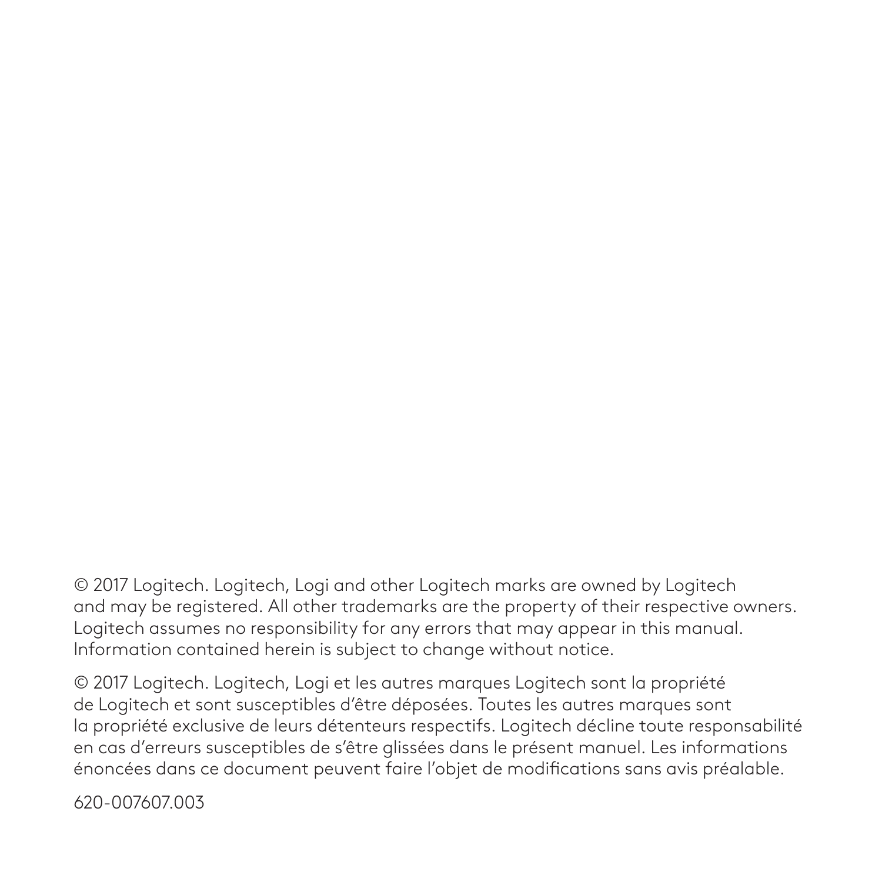© 2017 Logitech. Logitech, Logi and other Logitech marks are owned by Logitech and may be registered. All other trademarks are the property of their respective owners. Logitech assumes no responsibility for any errors that may appear in this manual. Information contained herein is subject to change without notice.

© 2017 Logitech. Logitech, Logi et les autres marques Logitech sont la propriété de Logitech et sont susceptibles d'être déposées. Toutes les autres marques sont la propriété exclusive de leurs détenteurs respectifs. Logitech décline toute responsabilité en cas d'erreurs susceptibles de s'être glissées dans le présent manuel. Les informations énoncées dans ce document peuvent faire l'objet de modifications sans avis préalable.

620-007607.003